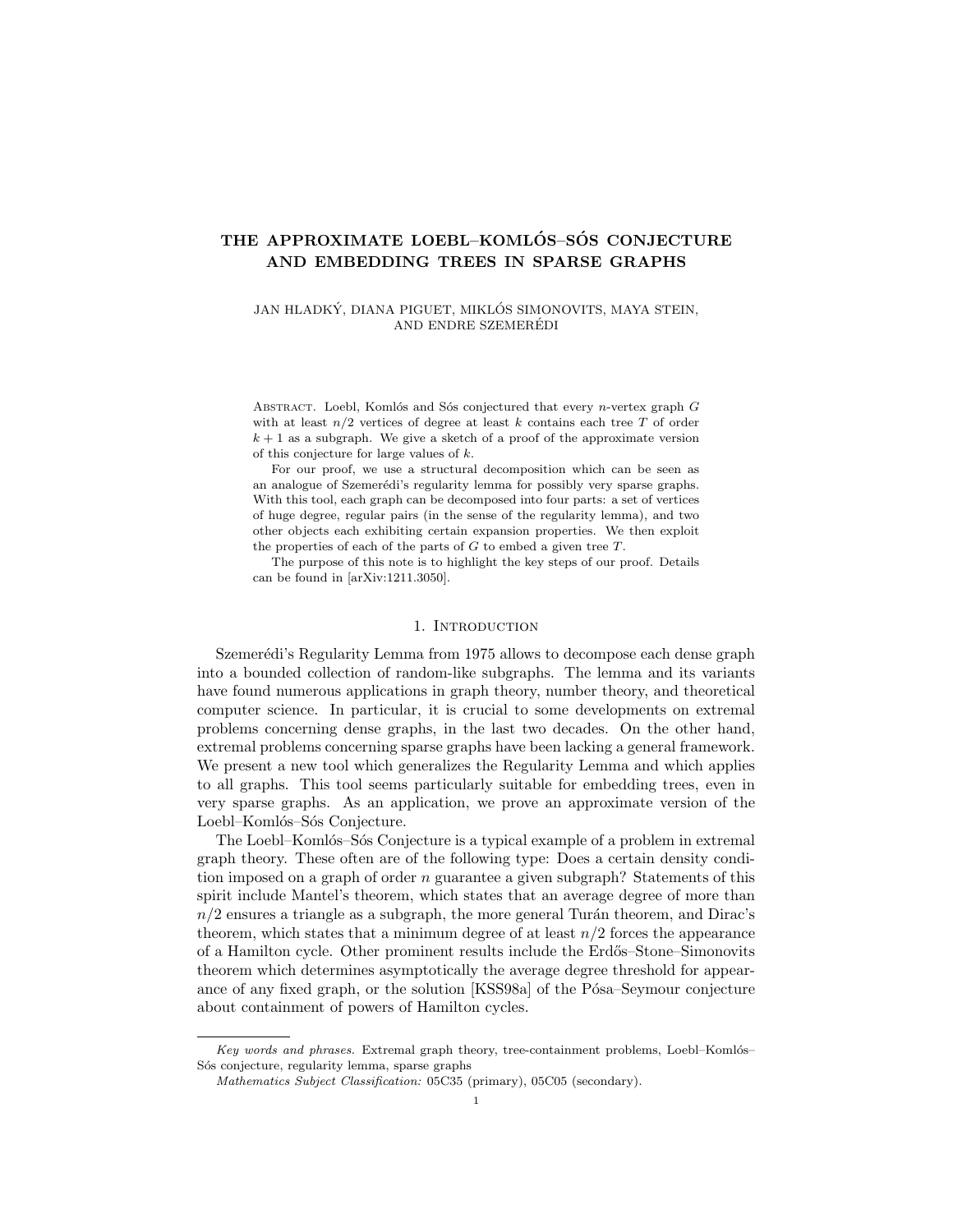# THE APPROXIMATE LOEBL–KOMLÓS–SÓS CONJECTURE AND EMBEDDING TREES IN SPARSE GRAPHS

JAN HLADKÝ, DIANA PIGUET, MIKLÓS SIMONOVITS, MAYA STEIN, AND ENDRE SZEMERÉDI

Abstract. Loebl, Komlós and Sós conjectured that every $n$-vertex graph $G$ with at least $n/2$ vertices of degree at least $k$ contains each tree $T$ of order $k+1$ as a subgraph. We give a sketch of a proof of the approximate version of this conjecture for large values of $k$.

For our proof, we use a structural decomposition which can be seen as an analogue of Szemerédi's regularity lemma for possibly very sparse graphs. With this tool, each graph can be decomposed into four parts: a set of vertices of huge degree, regular pairs (in the sense of the regularity lemma), and two other objects each exhibiting certain expansion properties. We then exploit the properties of each of the parts of $G$ to embed a given tree $T$.

The purpose of this note is to highlight the key steps of our proof. Details can be found in [arXiv:1211.3050].

## 1. Introduction

Szemerédi's Regularity Lemma from 1975 allows to decompose each dense graph into a bounded collection of random-like subgraphs. The lemma and its variants have found numerous applications in graph theory, number theory, and theoretical computer science. In particular, it is crucial to some developments on extremal problems concerning dense graphs, in the last two decades. On the other hand, extremal problems concerning sparse graphs have been lacking a general framework. We present a new tool which generalizes the Regularity Lemma and which applies to all graphs. This tool seems particularly suitable for embedding trees, even in very sparse graphs. As an application, we prove an approximate version of the Loebl–Komlós–Sós Conjecture.

The Loebl–Komlós–Sós Conjecture is a typical example of a problem in extremal graph theory. These often are of the following type: Does a certain density condition imposed on a graph of order $n$ guarantee a given subgraph? Statements of this spirit include Mantel's theorem, which states that an average degree of more than $n/2$ ensures a triangle as a subgraph, the more general Turán theorem, and Dirac's theorem, which states that a minimum degree of at least $n/2$ forces the appearance of a Hamilton cycle. Other prominent results include the Erdős–Stone–Simonovits theorem which determines asymptotically the average degree threshold for appearance of any fixed graph, or the solution [KSS98a] of the Pósa–Seymour conjecture about containment of powers of Hamilton cycles.

*Key words and phrases.* Extremal graph theory, tree-containment problems, Loebl–Komlós–Sós conjecture, regularity lemma, sparse graphs

*Mathematics Subject Classification:* 05C35 (primary), 05C05 (secondary).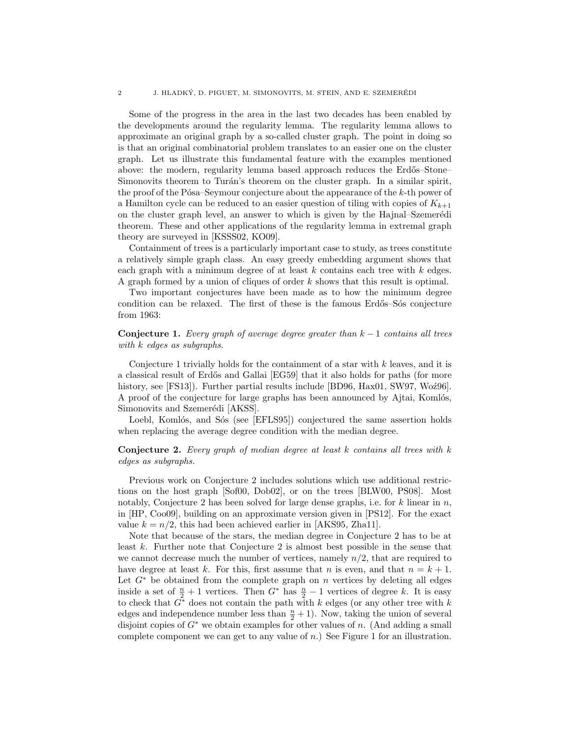Some of the progress in the area in the last two decades has been enabled by the developments around the regularity lemma. The regularity lemma allows to approximate an original graph by a so-called cluster graph. The point in doing so is that an original combinatorial problem translates to an easier one on the cluster graph. Let us illustrate this fundamental feature with the examples mentioned above: the modern, regularity lemma based approach reduces the Erdős–Stone–Simonovits theorem to Turán's theorem on the cluster graph. In a similar spirit, the proof of the Pósa–Seymour conjecture about the appearance of the $k$-th power of a Hamilton cycle can be reduced to an easier question of tiling with copies of $K_{k+1}$ on the cluster graph level, an answer to which is given by the Hajnal–Szemerédi theorem. These and other applications of the regularity lemma in extremal graph theory are surveyed in [KSSS02, KO09].

Containment of trees is a particularly important case to study, as trees constitute a relatively simple graph class. An easy greedy embedding argument shows that each graph with a minimum degree of at least $k$ contains each tree with $k$ edges. A graph formed by a union of cliques of order $k$ shows that this result is optimal.

Two important conjectures have been made as to how the minimum degree condition can be relaxed. The first of these is the famous Erdős–Sós conjecture from 1963:

**Conjecture 1.** *Every graph of average degree greater than $k-1$ contains all trees with $k$ edges as subgraphs.*

Conjecture 1 trivially holds for the containment of a star with $k$ leaves, and it is a classical result of Erdős and Gallai [EG59] that it also holds for paths (for more history, see [FS13]). Further partial results include [BD96, Hax01, SW97, Woź96]. A proof of the conjecture for large graphs has been announced by Ajtai, Komlós, Simonovits and Szemerédi [AKSS].

Loebl, Komlós, and Sós (see [EFLS95]) conjectured the same assertion holds when replacing the average degree condition with the median degree.

**Conjecture 2.** *Every graph of median degree at least $k$ contains all trees with $k$ edges as subgraphs.*

Previous work on Conjecture 2 includes solutions which use additional restrictions on the host graph [Sof00, Dob02], or on the trees [BLW00, PS08]. Most notably, Conjecture 2 has been solved for large dense graphs, i.e. for $k$ linear in $n$, in [HP, Coo09], building on an approximate version given in [PS12]. For the exact value $k = n/2$, this had been achieved earlier in [AKS95, Zha11].

Note that because of the stars, the median degree in Conjecture 2 has to be at least $k$. Further note that Conjecture 2 is almost best possible in the sense that we cannot decrease much the number of vertices, namely $n/2$, that are required to have degree at least $k$. For this, first assume that $n$ is even, and that $n = k+1$. Let $G^*$ be obtained from the complete graph on $n$ vertices by deleting all edges inside a set of $\frac{n}{2}+1$ vertices. Then $G^*$ has $\frac{n}{2}-1$ vertices of degree $k$. It is easy to check that $G^*$ does not contain the path with $k$ edges (or any other tree with $k$ edges and independence number less than $\frac{n}{2}+1$). Now, taking the union of several disjoint copies of $G^*$ we obtain examples for other values of $n$. (And adding a small complete component we can get to any value of $n$.) See Figure 1 for an illustration.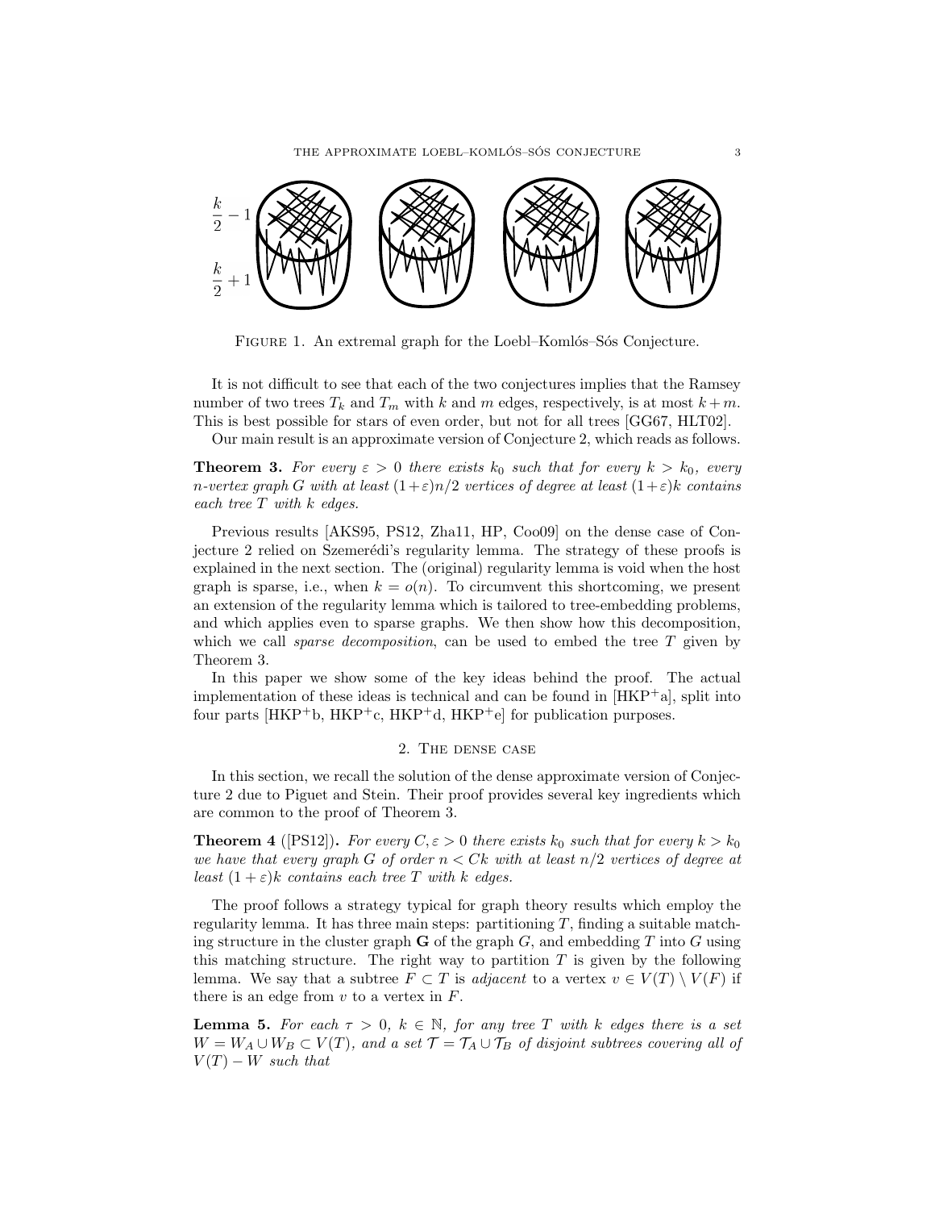FIGURE 1. An extremal graph for the Loebl–Komlós–Sós Conjecture.

It is not difficult to see that each of the two conjectures implies that the Ramsey number of two trees $T_k$ and $T_m$ with $k$ and $m$ edges, respectively, is at most $k+m$. This is best possible for stars of even order, but not for all trees [GG67, HLT02].

Our main result is an approximate version of Conjecture 2, which reads as follows.

**Theorem 3.** *For every $\varepsilon > 0$ there exists $k_0$ such that for every $k > k_0$, every $n$-vertex graph $G$ with at least $(1+\varepsilon)n/2$ vertices of degree at least $(1+\varepsilon)k$ contains each tree $T$ with $k$ edges.*

Previous results [AKS95, PS12, Zha11, HP, Coo09] on the dense case of Conjecture 2 relied on Szemerédi's regularity lemma. The strategy of these proofs is explained in the next section. The (original) regularity lemma is void when the host graph is sparse, i.e., when $k = o(n)$. To circumvent this shortcoming, we present an extension of the regularity lemma which is tailored to tree-embedding problems, and which applies even to sparse graphs. We then show how this decomposition, which we call *sparse decomposition*, can be used to embed the tree $T$ given by Theorem 3.

In this paper we show some of the key ideas behind the proof. The actual implementation of these ideas is technical and can be found in [HKP+a], split into four parts [HKP+b, HKP+c, HKP+d, HKP+e] for publication purposes.

## 2. The dense case

In this section, we recall the solution of the dense approximate version of Conjecture 2 due to Piguet and Stein. Their proof provides several key ingredients which are common to the proof of Theorem 3.

**Theorem 4** ([PS12])**.** *For every $C, \varepsilon > 0$ there exists $k_0$ such that for every $k > k_0$ we have that every graph $G$ of order $n < Ck$ with at least $n/2$ vertices of degree at least $(1+\varepsilon)k$ contains each tree $T$ with $k$ edges.*

The proof follows a strategy typical for graph theory results which employ the regularity lemma. It has three main steps: partitioning $T$, finding a suitable matching structure in the cluster graph $\mathbf{G}$ of the graph $G$, and embedding $T$ into $G$ using this matching structure. The right way to partition $T$ is given by the following lemma. We say that a subtree $F \subset T$ is *adjacent* to a vertex $v \in V(T) \setminus V(F)$ if there is an edge from $v$ to a vertex in $F$.

**Lemma 5.** *For each $\tau > 0$, $k \in \mathbb{N}$, for any tree $T$ with $k$ edges there is a set $W = W_A \cup W_B \subset V(T)$, and a set $\mathcal{T} = \mathcal{T}_A \cup \mathcal{T}_B$ of disjoint subtrees covering all of $V(T) - W$ such that*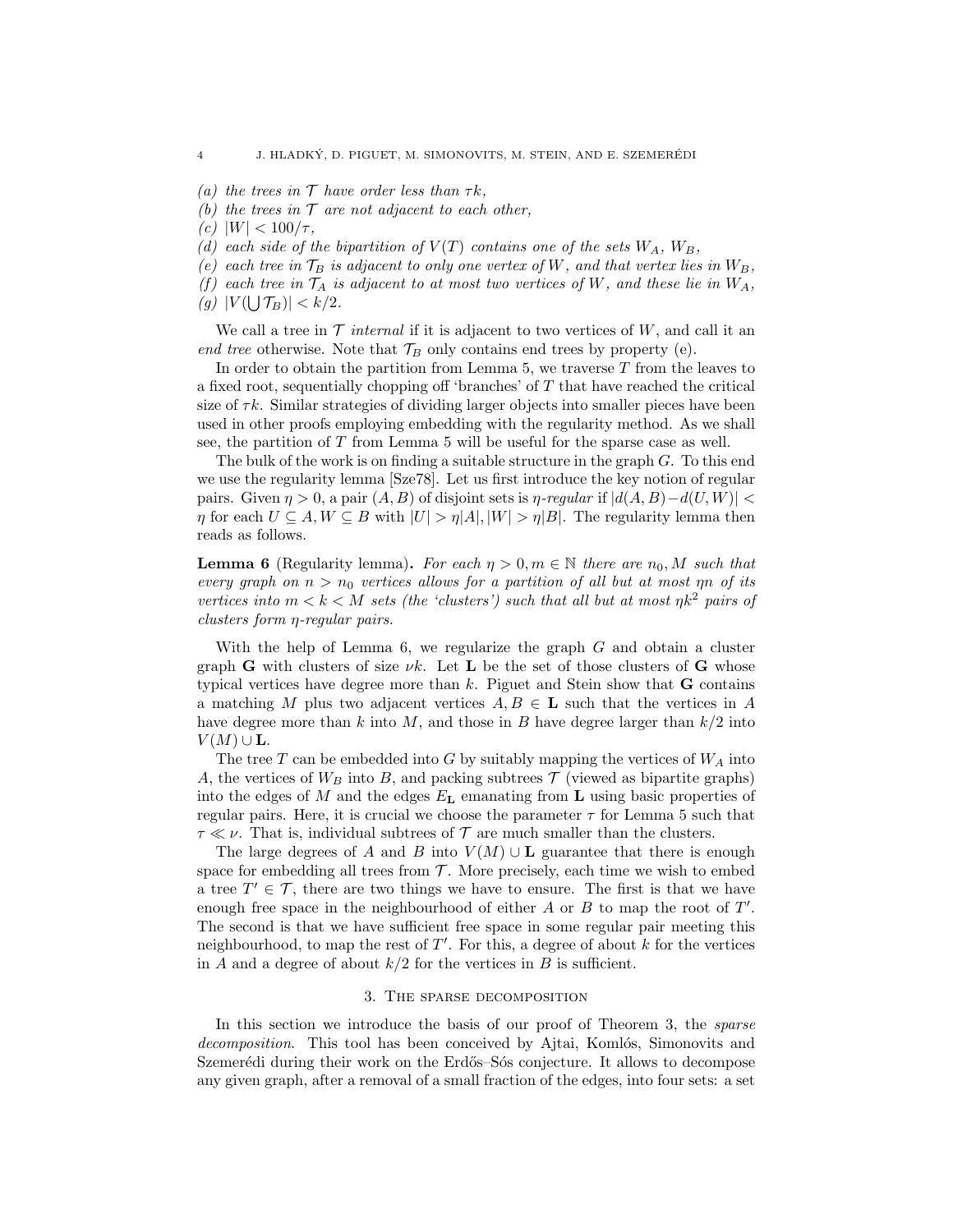*(a) the trees in $\mathcal{T}$ have order less than $\tau k$,*
*(b) the trees in $\mathcal{T}$ are not adjacent to each other,*
*(c) $|W| < 100/\tau$,*
*(d) each side of the bipartition of $V(T)$ contains one of the sets $W_A$, $W_B$,*
*(e) each tree in $\mathcal{T}_B$ is adjacent to only one vertex of $W$, and that vertex lies in $W_B$,*
*(f) each tree in $\mathcal{T}_A$ is adjacent to at most two vertices of $W$, and these lie in $W_A$,*
*(g) $|V(\bigcup \mathcal{T}_B)| < k/2$.*

We call a tree in $\mathcal{T}$ *internal* if it is adjacent to two vertices of $W$, and call it an *end tree* otherwise. Note that $\mathcal{T}_B$ only contains end trees by property (e).

In order to obtain the partition from Lemma 5, we traverse $T$ from the leaves to a fixed root, sequentially chopping off 'branches' of $T$ that have reached the critical size of $\tau k$. Similar strategies of dividing larger objects into smaller pieces have been used in other proofs employing embedding with the regularity method. As we shall see, the partition of $T$ from Lemma 5 will be useful for the sparse case as well.

The bulk of the work is on finding a suitable structure in the graph $G$. To this end we use the regularity lemma [Sze78]. Let us first introduce the key notion of regular pairs. Given $\eta > 0$, a pair $(A, B)$ of disjoint sets is $\eta$*-regular* if $|d(A,B) - d(U,W)| < \eta$ for each $U \subseteq A, W \subseteq B$ with $|U| > \eta|A|, |W| > \eta|B|$. The regularity lemma then reads as follows.

**Lemma 6** (Regularity lemma)**.** *For each $\eta > 0, m \in \mathbb{N}$ there are $n_0, M$ such that every graph on $n > n_0$ vertices allows for a partition of all but at most $\eta n$ of its vertices into $m < k < M$ sets (the 'clusters') such that all but at most $\eta k^2$ pairs of clusters form $\eta$-regular pairs.*

With the help of Lemma 6, we regularize the graph $G$ and obtain a cluster graph $\mathbf{G}$ with clusters of size $\nu k$. Let $\mathbf{L}$ be the set of those clusters of $\mathbf{G}$ whose typical vertices have degree more than $k$. Piguet and Stein show that $\mathbf{G}$ contains a matching $M$ plus two adjacent vertices $A, B \in \mathbf{L}$ such that the vertices in $A$ have degree more than $k$ into $M$, and those in $B$ have degree larger than $k/2$ into $V(M) \cup \mathbf{L}$.

The tree $T$ can be embedded into $G$ by suitably mapping the vertices of $W_A$ into $A$, the vertices of $W_B$ into $B$, and packing subtrees $\mathcal{T}$ (viewed as bipartite graphs) into the edges of $M$ and the edges $E_{\mathbf{L}}$ emanating from $\mathbf{L}$ using basic properties of regular pairs. Here, it is crucial we choose the parameter $\tau$ for Lemma 5 such that $\tau \ll \nu$. That is, individual subtrees of $\mathcal{T}$ are much smaller than the clusters.

The large degrees of $A$ and $B$ into $V(M) \cup \mathbf{L}$ guarantee that there is enough space for embedding all trees from $\mathcal{T}$. More precisely, each time we wish to embed a tree $T' \in \mathcal{T}$, there are two things we have to ensure. The first is that we have enough free space in the neighbourhood of either $A$ or $B$ to map the root of $T'$. The second is that we have sufficient free space in some regular pair meeting this neighbourhood, to map the rest of $T'$. For this, a degree of about $k$ for the vertices in $A$ and a degree of about $k/2$ for the vertices in $B$ is sufficient.

## 3. The sparse decomposition

In this section we introduce the basis of our proof of Theorem 3, the *sparse decomposition*. This tool has been conceived by Ajtai, Komlós, Simonovits and Szemerédi during their work on the Erdős–Sós conjecture. It allows to decompose any given graph, after a removal of a small fraction of the edges, into four sets: a set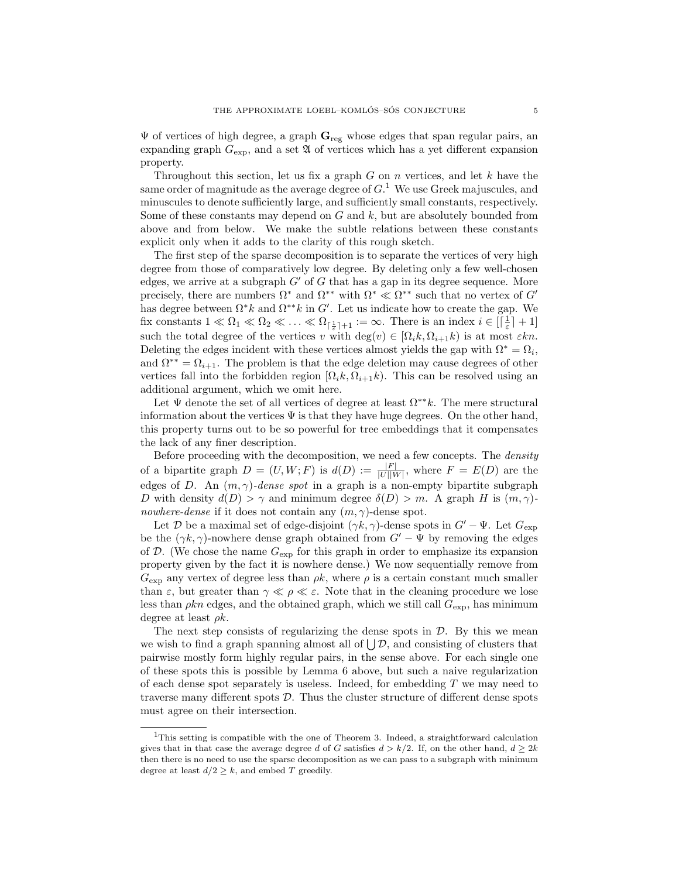$\Psi$ of vertices of high degree, a graph $\mathbf{G}_{\rm reg}$ whose edges that span regular pairs, an expanding graph $G_{\exp}$, and a set $\mathfrak{A}$ of vertices which has a yet different expansion property.

Throughout this section, let us fix a graph $G$ on $n$ vertices, and let $k$ have the same order of magnitude as the average degree of $G$.[1] We use Greek majuscules, and minuscules to denote sufficiently large, and sufficiently small constants, respectively. Some of these constants may depend on $G$ and $k$, but are absolutely bounded from above and from below. We make the subtle relations between these constants explicit only when it adds to the clarity of this rough sketch.

The first step of the sparse decomposition is to separate the vertices of very high degree from those of comparatively low degree. By deleting only a few well-chosen edges, we arrive at a subgraph $G'$ of $G$ that has a gap in its degree sequence. More precisely, there are numbers $\Omega^*$ and $\Omega^{**}$ with $\Omega^* \ll \Omega^{**}$ such that no vertex of $G'$ has degree between $\Omega^* k$ and $\Omega^{**} k$ in $G'$. Let us indicate how to create the gap. We fix constants $1 \ll \Omega_1 \ll \Omega_2 \ll \ldots \ll \Omega_{\lceil \frac{1}{\varepsilon} \rceil + 1} := \infty$. There is an index $i \in [\lceil \frac{1}{\varepsilon} \rceil + 1]$ such the total degree of the vertices $v$ with $\deg(v) \in [\Omega_i k, \Omega_{i+1} k)$ is at most $\varepsilon k n$. Deleting the edges incident with these vertices almost yields the gap with $\Omega^* = \Omega_i$, and $\Omega^{**} = \Omega_{i+1}$. The problem is that the edge deletion may cause degrees of other vertices fall into the forbidden region $[\Omega_i k, \Omega_{i+1} k)$. This can be resolved using an additional argument, which we omit here.

Let $\Psi$ denote the set of all vertices of degree at least $\Omega^{**} k$. The mere structural information about the vertices $\Psi$ is that they have huge degrees. On the other hand, this property turns out to be so powerful for tree embeddings that it compensates the lack of any finer description.

Before proceeding with the decomposition, we need a few concepts. The *density* of a bipartite graph $D = (U, W; F)$ is $d(D) := \frac{|F|}{|U||W|}$, where $F = E(D)$ are the edges of $D$. An $(m, \gamma)$-*dense spot* in a graph is a non-empty bipartite subgraph $D$ with density $d(D) > \gamma$ and minimum degree $\delta(D) > m$. A graph $H$ is $(m, \gamma)$-*nowhere-dense* if it does not contain any $(m, \gamma)$-dense spot.

Let $\mathcal{D}$ be a maximal set of edge-disjoint $(\gamma k, \gamma)$-dense spots in $G' - \Psi$. Let $G_{\exp}$ be the $(\gamma k, \gamma)$-nowhere dense graph obtained from $G' - \Psi$ by removing the edges of $\mathcal{D}$. (We chose the name $G_{\exp}$ for this graph in order to emphasize its expansion property given by the fact it is nowhere dense.) We now sequentially remove from $G_{\exp}$ any vertex of degree less than $\rho k$, where $\rho$ is a certain constant much smaller than $\varepsilon$, but greater than $\gamma \ll \rho \ll \varepsilon$. Note that in the cleaning procedure we lose less than $\rho k n$ edges, and the obtained graph, which we still call $G_{\exp}$, has minimum degree at least $\rho k$.

The next step consists of regularizing the dense spots in $\mathcal{D}$. By this we mean we wish to find a graph spanning almost all of $\bigcup \mathcal{D}$, and consisting of clusters that pairwise mostly form highly regular pairs, in the sense above. For each single one of these spots this is possible by Lemma 6 above, but such a naive regularization of each dense spot separately is useless. Indeed, for embedding $T$ we may need to traverse many different spots $\mathcal{D}$. Thus the cluster structure of different dense spots must agree on their intersection.

---

[1] This setting is compatible with the one of Theorem 3. Indeed, a straightforward calculation gives that in that case the average degree $d$ of $G$ satisfies $d > k/2$. If, on the other hand, $d \geq 2k$ then there is no need to use the sparse decomposition as we can pass to a subgraph with minimum degree at least $d/2 \geq k$, and embed $T$ greedily.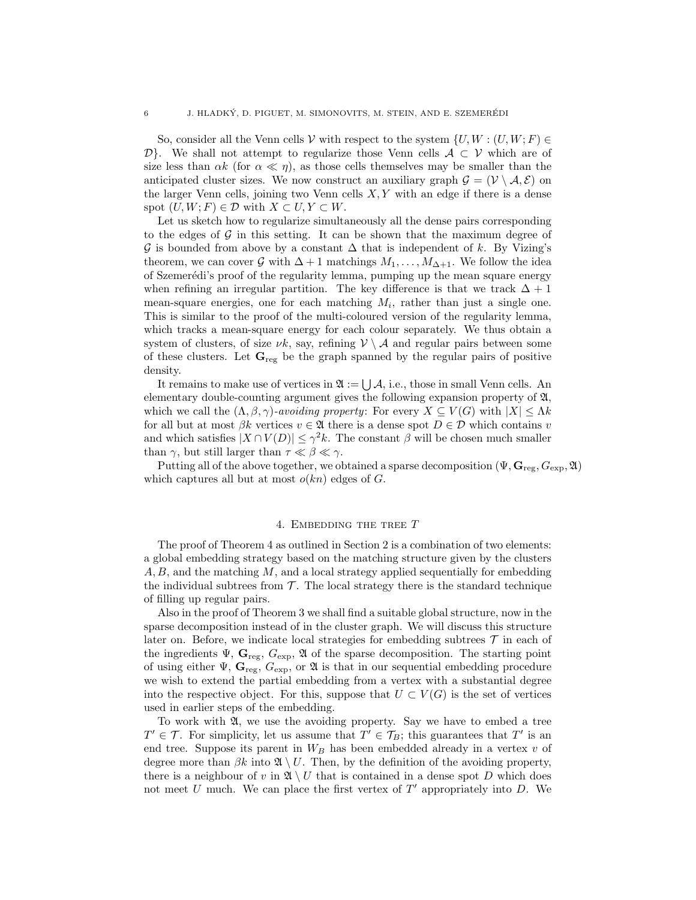So, consider all the Venn cells $\mathcal{V}$ with respect to the system $\{U, W : (U, W; F) \in \mathcal{D}\}$. We shall not attempt to regularize those Venn cells $\mathcal{A} \subset \mathcal{V}$ which are of size less than $\alpha k$ (for $\alpha \ll \eta$), as those cells themselves may be smaller than the anticipated cluster sizes. We now construct an auxiliary graph $\mathcal{G} = (\mathcal{V} \setminus \mathcal{A}, \mathcal{E})$ on the larger Venn cells, joining two Venn cells $X, Y$ with an edge if there is a dense spot $(U, W; F) \in \mathcal{D}$ with $X \subset U, Y \subset W$.

Let us sketch how to regularize simultaneously all the dense pairs corresponding to the edges of $\mathcal{G}$ in this setting. It can be shown that the maximum degree of $\mathcal{G}$ is bounded from above by a constant $\Delta$ that is independent of $k$. By Vizing's theorem, we can cover $\mathcal{G}$ with $\Delta + 1$ matchings $M_1, \ldots, M_{\Delta+1}$. We follow the idea of Szemerédi's proof of the regularity lemma, pumping up the mean square energy when refining an irregular partition. The key difference is that we track $\Delta + 1$ mean-square energies, one for each matching $M_i$, rather than just a single one. This is similar to the proof of the multi-coloured version of the regularity lemma, which tracks a mean-square energy for each colour separately. We thus obtain a system of clusters, of size $\nu k$, say, refining $\mathcal{V} \setminus \mathcal{A}$ and regular pairs between some of these clusters. Let $\mathbf{G}_{\mathrm{reg}}$ be the graph spanned by the regular pairs of positive density.

It remains to make use of vertices in $\mathfrak{A} := \bigcup \mathcal{A}$, i.e., those in small Venn cells. An elementary double-counting argument gives the following expansion property of $\mathfrak{A}$, which we call the $(\Lambda, \beta, \gamma)$-*avoiding property*: For every $X \subseteq V(G)$ with $|X| \leq \Lambda k$ for all but at most $\beta k$ vertices $v \in \mathfrak{A}$ there is a dense spot $D \in \mathcal{D}$ which contains $v$ and which satisfies $|X \cap V(D)| \leq \gamma^2 k$. The constant $\beta$ will be chosen much smaller than $\gamma$, but still larger than $\tau \ll \beta \ll \gamma$.

Putting all of the above together, we obtained a sparse decomposition $(\Psi, \mathbf{G}_{\mathrm{reg}}, G_{\mathrm{exp}}, \mathfrak{A})$ which captures all but at most $o(kn)$ edges of $G$.

## 4. Embedding the tree $T$

The proof of Theorem 4 as outlined in Section 2 is a combination of two elements: a global embedding strategy based on the matching structure given by the clusters $A, B$, and the matching $M$, and a local strategy applied sequentially for embedding the individual subtrees from $\mathcal{T}$. The local strategy there is the standard technique of filling up regular pairs.

Also in the proof of Theorem 3 we shall find a suitable global structure, now in the sparse decomposition instead of in the cluster graph. We will discuss this structure later on. Before, we indicate local strategies for embedding subtrees $\mathcal{T}$ in each of the ingredients $\Psi$, $\mathbf{G}_{\mathrm{reg}}$, $G_{\mathrm{exp}}$, $\mathfrak{A}$ of the sparse decomposition. The starting point of using either $\Psi$, $\mathbf{G}_{\mathrm{reg}}$, $G_{\mathrm{exp}}$, or $\mathfrak{A}$ is that in our sequential embedding procedure we wish to extend the partial embedding from a vertex with a substantial degree into the respective object. For this, suppose that $U \subset V(G)$ is the set of vertices used in earlier steps of the embedding.

To work with $\mathfrak{A}$, we use the avoiding property. Say we have to embed a tree $T' \in \mathcal{T}$. For simplicity, let us assume that $T' \in \mathcal{T}_B$; this guarantees that $T'$ is an end tree. Suppose its parent in $W_B$ has been embedded already in a vertex $v$ of degree more than $\beta k$ into $\mathfrak{A} \setminus U$. Then, by the definition of the avoiding property, there is a neighbour of $v$ in $\mathfrak{A} \setminus U$ that is contained in a dense spot $D$ which does not meet $U$ much. We can place the first vertex of $T'$ appropriately into $D$. We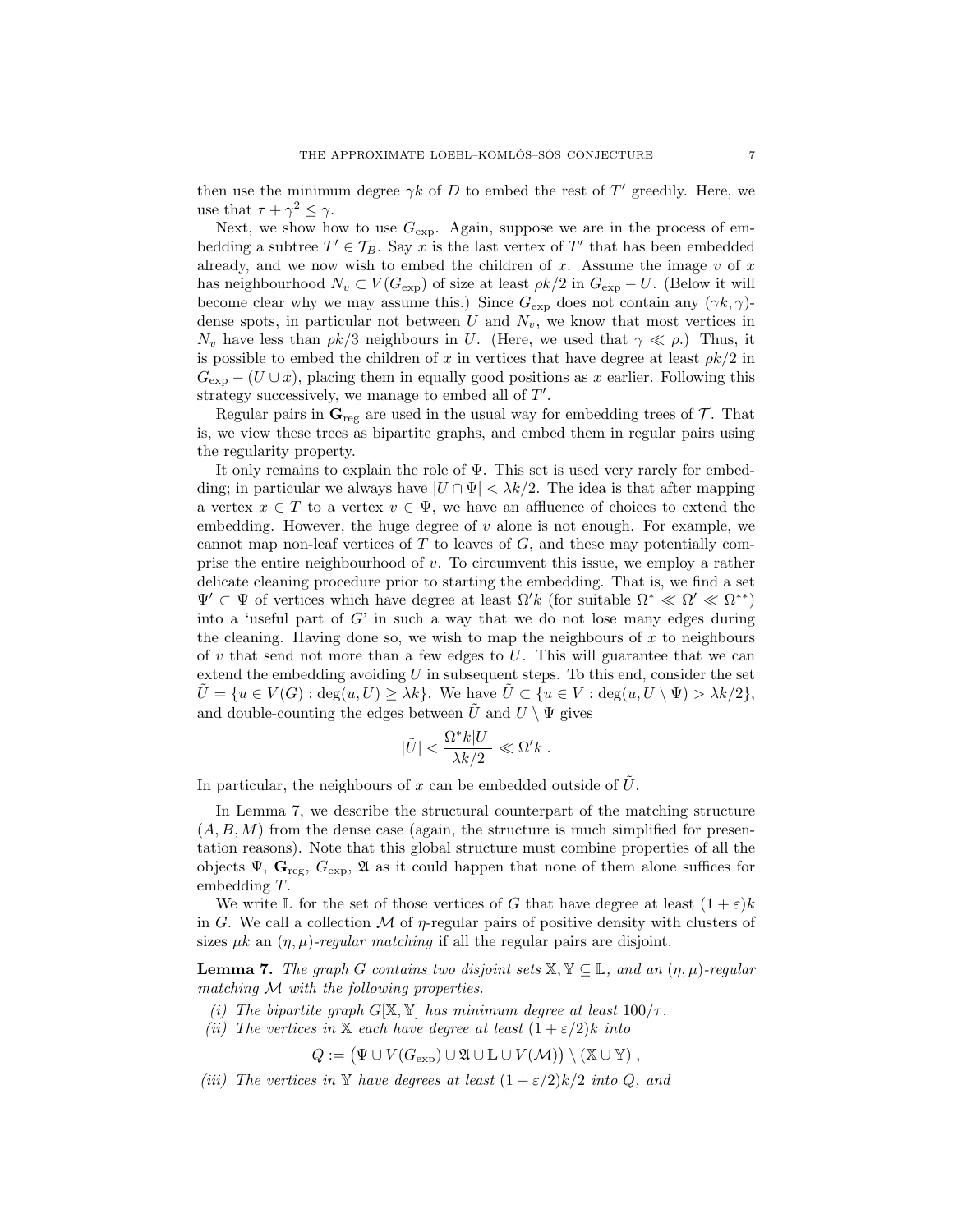then use the minimum degree $\gamma k$ of $D$ to embed the rest of $T'$ greedily. Here, we use that $\tau + \gamma^2 \leq \gamma$.

Next, we show how to use $G_{\exp}$. Again, suppose we are in the process of embedding a subtree $T' \in \mathcal{T}_B$. Say $x$ is the last vertex of $T'$ that has been embedded already, and we now wish to embed the children of $x$. Assume the image $v$ of $x$ has neighbourhood $N_v \subset V(G_{\exp})$ of size at least $\rho k/2$ in $G_{\exp} - U$. (Below it will become clear why we may assume this.) Since $G_{\exp}$ does not contain any $(\gamma k, \gamma)$-dense spots, in particular not between $U$ and $N_v$, we know that most vertices in $N_v$ have less than $\rho k/3$ neighbours in $U$. (Here, we used that $\gamma \ll \rho$.) Thus, it is possible to embed the children of $x$ in vertices that have degree at least $\rho k/2$ in $G_{\exp} - (U \cup x)$, placing them in equally good positions as $x$ earlier. Following this strategy successively, we manage to embed all of $T'$.

Regular pairs in $\mathbf{G}_{\mathrm{reg}}$ are used in the usual way for embedding trees of $\mathcal{T}$. That is, we view these trees as bipartite graphs, and embed them in regular pairs using the regularity property.

It only remains to explain the role of $\Psi$. This set is used very rarely for embedding; in particular we always have $|U \cap \Psi| < \lambda k/2$. The idea is that after mapping a vertex $x \in T$ to a vertex $v \in \Psi$, we have an affluence of choices to extend the embedding. However, the huge degree of $v$ alone is not enough. For example, we cannot map non-leaf vertices of $T$ to leaves of $G$, and these may potentially comprise the entire neighbourhood of $v$. To circumvent this issue, we employ a rather delicate cleaning procedure prior to starting the embedding. That is, we find a set $\Psi' \subset \Psi$ of vertices which have degree at least $\Omega' k$ (for suitable $\Omega^* \ll \Omega' \ll \Omega^{**}$) into a 'useful part of $G$' in such a way that we do not lose many edges during the cleaning. Having done so, we wish to map the neighbours of $x$ to neighbours of $v$ that send not more than a few edges to $U$. This will guarantee that we can extend the embedding avoiding $U$ in subsequent steps. To this end, consider the set $\tilde{U} = \{u \in V(G) : \deg(u, U) \geq \lambda k\}$. We have $\tilde{U} \subset \{u \in V : \deg(u, U \setminus \Psi) > \lambda k/2\}$, and double-counting the edges between $\tilde{U}$ and $U \setminus \Psi$ gives

$$|\tilde{U}| < \frac{\Omega^* k |U|}{\lambda k/2} \ll \Omega' k \ .$$

In particular, the neighbours of $x$ can be embedded outside of $\tilde{U}$.

In Lemma 7, we describe the structural counterpart of the matching structure $(A, B, M)$ from the dense case (again, the structure is much simplified for presentation reasons). Note that this global structure must combine properties of all the objects $\Psi$, $\mathbf{G}_{\mathrm{reg}}$, $G_{\exp}$, $\mathfrak{A}$ as it could happen that none of them alone suffices for embedding $T$.

We write $\mathbb{L}$ for the set of those vertices of $G$ that have degree at least $(1+\varepsilon)k$ in $G$. We call a collection $\mathcal{M}$ of $\eta$-regular pairs of positive density with clusters of sizes $\mu k$ an *$(\eta, \mu)$-regular matching* if all the regular pairs are disjoint.

**Lemma 7.** *The graph $G$ contains two disjoint sets $\mathbb{X}, \mathbb{Y} \subseteq \mathbb{L}$, and an $(\eta, \mu)$-regular matching $\mathcal{M}$ with the following properties.*

- *(i) The bipartite graph $G[\mathbb{X}, \mathbb{Y}]$ has minimum degree at least $100/\tau$.*
- *(ii) The vertices in $\mathbb{X}$ each have degree at least $(1+\varepsilon/2)k$ into*

$$Q := \big(\Psi \cup V(G_{\exp}) \cup \mathfrak{A} \cup \mathbb{L} \cup V(\mathcal{M})\big) \setminus (\mathbb{X} \cup \mathbb{Y}) \ ,$$

- *(iii) The vertices in $\mathbb{Y}$ have degrees at least $(1+\varepsilon/2)k/2$ into $Q$, and*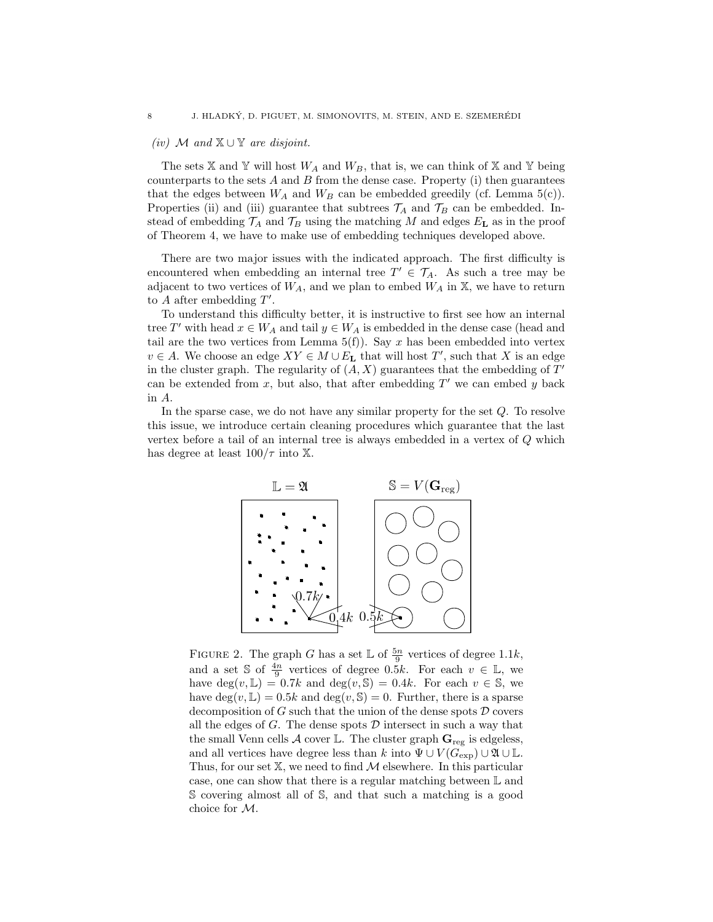*(iv)* $\mathcal{M}$ *and* $\mathbb{X} \cup \mathbb{Y}$ *are disjoint.*

The sets $\mathbb{X}$ and $\mathbb{Y}$ will host $W_A$ and $W_B$, that is, we can think of $\mathbb{X}$ and $\mathbb{Y}$ being counterparts to the sets $A$ and $B$ from the dense case. Property (i) then guarantees that the edges between $W_A$ and $W_B$ can be embedded greedily (cf. Lemma 5(c)). Properties (ii) and (iii) guarantee that subtrees $\mathcal{T}_A$ and $\mathcal{T}_B$ can be embedded. Instead of embedding $\mathcal{T}_A$ and $\mathcal{T}_B$ using the matching $M$ and edges $E_{\mathbf{L}}$ as in the proof of Theorem 4, we have to make use of embedding techniques developed above.

There are two major issues with the indicated approach. The first difficulty is encountered when embedding an internal tree $T' \in \mathcal{T}_A$. As such a tree may be adjacent to two vertices of $W_A$, and we plan to embed $W_A$ in $\mathbb{X}$, we have to return to $A$ after embedding $T'$.

To understand this difficulty better, it is instructive to first see how an internal tree $T'$ with head $x \in W_A$ and tail $y \in W_A$ is embedded in the dense case (head and tail are the two vertices from Lemma 5(f)). Say $x$ has been embedded into vertex $v \in A$. We choose an edge $XY \in M \cup E_{\mathbf{L}}$ that will host $T'$, such that $X$ is an edge in the cluster graph. The regularity of $(A, X)$ guarantees that the embedding of $T'$ can be extended from $x$, but also, that after embedding $T'$ we can embed $y$ back in $A$.

In the sparse case, we do not have any similar property for the set $Q$. To resolve this issue, we introduce certain cleaning procedures which guarantee that the last vertex before a tail of an internal tree is always embedded in a vertex of $Q$ which has degree at least $100/\tau$ into $\mathbb{X}$.

FIGURE 2. The graph $G$ has a set $\mathbb{L}$ of $\frac{5n}{9}$ vertices of degree $1.1k$, and a set $\mathbb{S}$ of $\frac{4n}{9}$ vertices of degree $0.5k$. For each $v \in \mathbb{L}$, we have $\deg(v, \mathbb{L}) = 0.7k$ and $\deg(v, \mathbb{S}) = 0.4k$. For each $v \in \mathbb{S}$, we have $\deg(v, \mathbb{L}) = 0.5k$ and $\deg(v, \mathbb{S}) = 0$. Further, there is a sparse decomposition of $G$ such that the union of the dense spots $\mathcal{D}$ covers all the edges of $G$. The dense spots $\mathcal{D}$ intersect in such a way that the small Venn cells $\mathcal{A}$ cover $\mathbb{L}$. The cluster graph $\mathbf{G}_{\mathrm{reg}}$ is edgeless, and all vertices have degree less than $k$ into $\Psi \cup V(G_{\exp}) \cup \mathfrak{A} \cup \mathbb{L}$. Thus, for our set $\mathbb{X}$, we need to find $\mathcal{M}$ elsewhere. In this particular case, one can show that there is a regular matching between $\mathbb{L}$ and $\mathbb{S}$ covering almost all of $\mathbb{S}$, and that such a matching is a good choice for $\mathcal{M}$.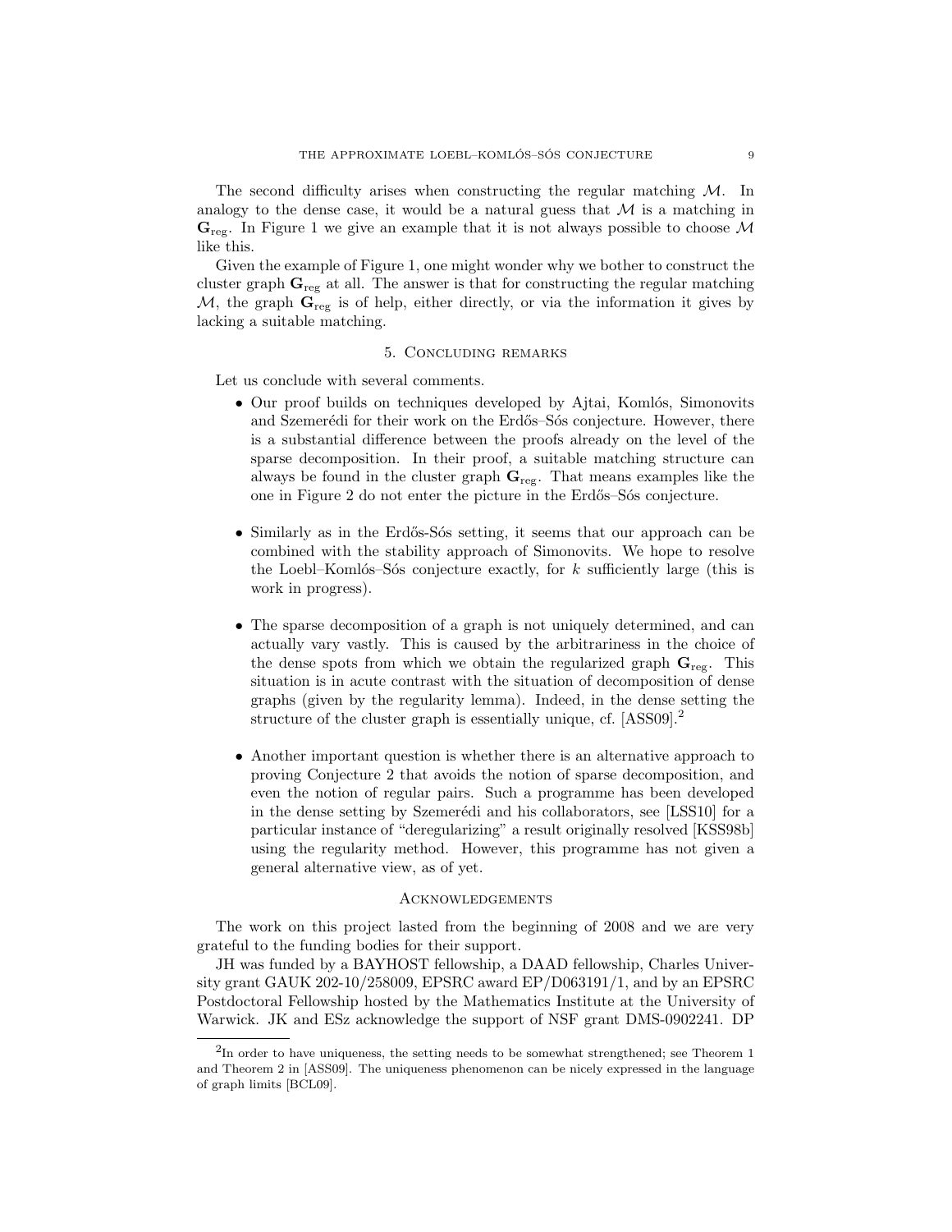The second difficulty arises when constructing the regular matching $\mathcal{M}$. In analogy to the dense case, it would be a natural guess that $\mathcal{M}$ is a matching in $\mathbf{G}_{\text{reg}}$. In Figure 1 we give an example that it is not always possible to choose $\mathcal{M}$ like this.

Given the example of Figure 1, one might wonder why we bother to construct the cluster graph $\mathbf{G}_{\text{reg}}$ at all. The answer is that for constructing the regular matching $\mathcal{M}$, the graph $\mathbf{G}_{\text{reg}}$ is of help, either directly, or via the information it gives by lacking a suitable matching.

## 5. Concluding remarks

Let us conclude with several comments.

- Our proof builds on techniques developed by Ajtai, Komlós, Simonovits and Szemerédi for their work on the Erdős–Sós conjecture. However, there is a substantial difference between the proofs already on the level of the sparse decomposition. In their proof, a suitable matching structure can always be found in the cluster graph $\mathbf{G}_{\text{reg}}$. That means examples like the one in Figure 2 do not enter the picture in the Erdős–Sós conjecture.

- Similarly as in the Erdős-Sós setting, it seems that our approach can be combined with the stability approach of Simonovits. We hope to resolve the Loebl–Komlós–Sós conjecture exactly, for $k$ sufficiently large (this is work in progress).

- The sparse decomposition of a graph is not uniquely determined, and can actually vary vastly. This is caused by the arbitrariness in the choice of the dense spots from which we obtain the regularized graph $\mathbf{G}_{\text{reg}}$. This situation is in acute contrast with the situation of decomposition of dense graphs (given by the regularity lemma). Indeed, in the dense setting the structure of the cluster graph is essentially unique, cf. [ASS09].[2]

- Another important question is whether there is an alternative approach to proving Conjecture 2 that avoids the notion of sparse decomposition, and even the notion of regular pairs. Such a programme has been developed in the dense setting by Szemerédi and his collaborators, see [LSS10] for a particular instance of "deregularizing" a result originally resolved [KSS98b] using the regularity method. However, this programme has not given a general alternative view, as of yet.

## Acknowledgements

The work on this project lasted from the beginning of 2008 and we are very grateful to the funding bodies for their support.

JH was funded by a BAYHOST fellowship, a DAAD fellowship, Charles University grant GAUK 202-10/258009, EPSRC award EP/D063191/1, and by an EPSRC Postdoctoral Fellowship hosted by the Mathematics Institute at the University of Warwick. JK and ESz acknowledge the support of NSF grant DMS-0902241. DP

---

[2] In order to have uniqueness, the setting needs to be somewhat strengthened; see Theorem 1 and Theorem 2 in [ASS09]. The uniqueness phenomenon can be nicely expressed in the language of graph limits [BCL09].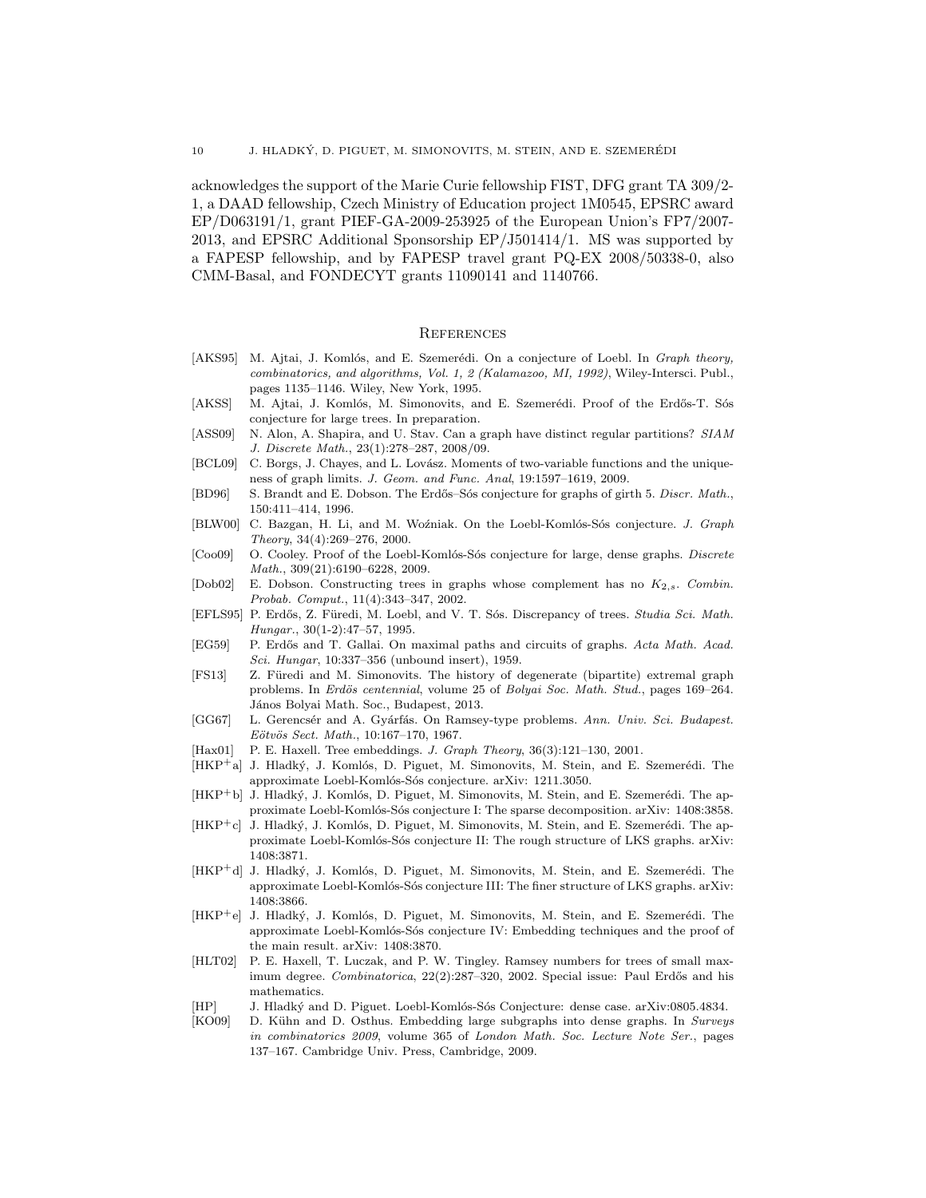acknowledges the support of the Marie Curie fellowship FIST, DFG grant TA 309/2-1, a DAAD fellowship, Czech Ministry of Education project 1M0545, EPSRC award EP/D063191/1, grant PIEF-GA-2009-253925 of the European Union's FP7/2007-2013, and EPSRC Additional Sponsorship EP/J501414/1. MS was supported by a FAPESP fellowship, and by FAPESP travel grant PQ-EX 2008/50338-0, also CMM-Basal, and FONDECYT grants 11090141 and 1140766.

## References

- [AKS95] M. Ajtai, J. Komlós, and E. Szemerédi. On a conjecture of Loebl. In *Graph theory, combinatorics, and algorithms, Vol. 1, 2 (Kalamazoo, MI, 1992)*, Wiley-Intersci. Publ., pages 1135–1146. Wiley, New York, 1995.
- [AKSS] M. Ajtai, J. Komlós, M. Simonovits, and E. Szemerédi. Proof of the Erdős-T. Sós conjecture for large trees. In preparation.
- [ASS09] N. Alon, A. Shapira, and U. Stav. Can a graph have distinct regular partitions? *SIAM J. Discrete Math.*, 23(1):278–287, 2008/09.
- [BCL09] C. Borgs, J. Chayes, and L. Lovász. Moments of two-variable functions and the uniqueness of graph limits. *J. Geom. and Func. Anal*, 19:1597–1619, 2009.
- [BD96] S. Brandt and E. Dobson. The Erdős–Sós conjecture for graphs of girth 5. *Discr. Math.*, 150:411–414, 1996.
- [BLW00] C. Bazgan, H. Li, and M. Woźniak. On the Loebl-Komlós-Sós conjecture. *J. Graph Theory*, 34(4):269–276, 2000.
- [Coo09] O. Cooley. Proof of the Loebl-Komlós-Sós conjecture for large, dense graphs. *Discrete Math.*, 309(21):6190–6228, 2009.
- [Dob02] E. Dobson. Constructing trees in graphs whose complement has no $K_{2,s}$. *Combin. Probab. Comput.*, 11(4):343–347, 2002.
- [EFLS95] P. Erdős, Z. Füredi, M. Loebl, and V. T. Sós. Discrepancy of trees. *Studia Sci. Math. Hungar.*, 30(1-2):47–57, 1995.
- [EG59] P. Erdős and T. Gallai. On maximal paths and circuits of graphs. *Acta Math. Acad. Sci. Hungar*, 10:337–356 (unbound insert), 1959.
- [FS13] Z. Füredi and M. Simonovits. The history of degenerate (bipartite) extremal graph problems. In *Erdös centennial*, volume 25 of *Bolyai Soc. Math. Stud.*, pages 169–264. János Bolyai Math. Soc., Budapest, 2013.
- [GG67] L. Gerencsér and A. Gyárfás. On Ramsey-type problems. *Ann. Univ. Sci. Budapest. Eötvös Sect. Math.*, 10:167–170, 1967.
- [Hax01] P. E. Haxell. Tree embeddings. *J. Graph Theory*, 36(3):121–130, 2001.
- [HKP+a] J. Hladký, J. Komlós, D. Piguet, M. Simonovits, M. Stein, and E. Szemerédi. The approximate Loebl-Komlós-Sós conjecture. arXiv: 1211.3050.
- [HKP+b] J. Hladký, J. Komlós, D. Piguet, M. Simonovits, M. Stein, and E. Szemerédi. The approximate Loebl-Komlós-Sós conjecture I: The sparse decomposition. arXiv: 1408:3858.
- [HKP+c] J. Hladký, J. Komlós, D. Piguet, M. Simonovits, M. Stein, and E. Szemerédi. The approximate Loebl-Komlós-Sós conjecture II: The rough structure of LKS graphs. arXiv: 1408:3871.
- [HKP+d] J. Hladký, J. Komlós, D. Piguet, M. Simonovits, M. Stein, and E. Szemerédi. The approximate Loebl-Komlós-Sós conjecture III: The finer structure of LKS graphs. arXiv: 1408:3866.
- [HKP+e] J. Hladký, J. Komlós, D. Piguet, M. Simonovits, M. Stein, and E. Szemerédi. The approximate Loebl-Komlós-Sós conjecture IV: Embedding techniques and the proof of the main result. arXiv: 1408:3870.
- [HLT02] P. E. Haxell, T. Luczak, and P. W. Tingley. Ramsey numbers for trees of small maximum degree. *Combinatorica*, 22(2):287–320, 2002. Special issue: Paul Erdős and his mathematics.
- [HP] J. Hladký and D. Piguet. Loebl-Komlós-Sós Conjecture: dense case. arXiv:0805.4834.
- [KO09] D. Kühn and D. Osthus. Embedding large subgraphs into dense graphs. In *Surveys in combinatorics 2009*, volume 365 of *London Math. Soc. Lecture Note Ser.*, pages 137–167. Cambridge Univ. Press, Cambridge, 2009.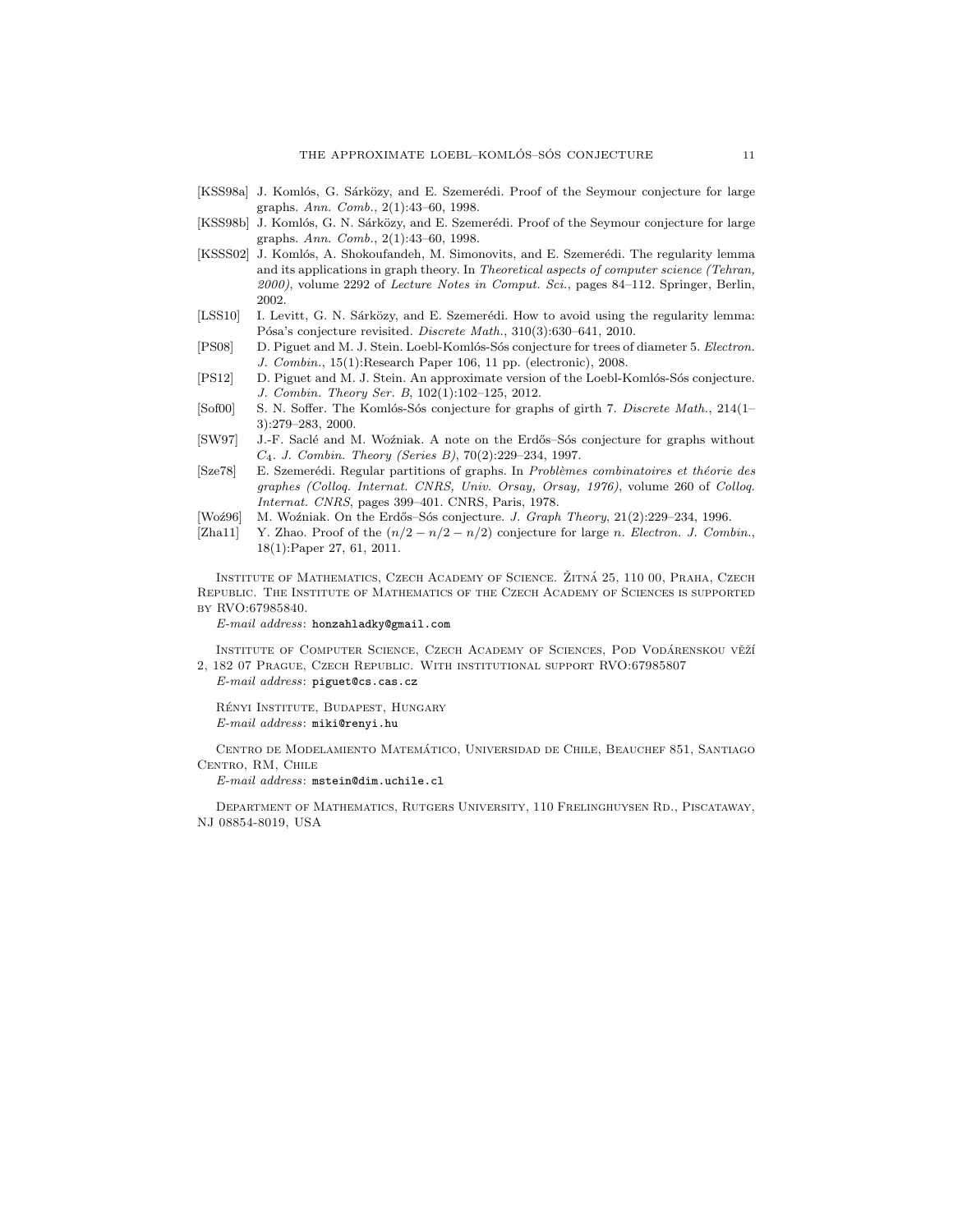[KSS98a] J. Komlós, G. Sárközy, and E. Szemerédi. Proof of the Seymour conjecture for large graphs. *Ann. Comb.*, 2(1):43–60, 1998.

[KSS98b] J. Komlós, G. N. Sárközy, and E. Szemerédi. Proof of the Seymour conjecture for large graphs. *Ann. Comb.*, 2(1):43–60, 1998.

[KSSS02] J. Komlós, A. Shokoufandeh, M. Simonovits, and E. Szemerédi. The regularity lemma and its applications in graph theory. In *Theoretical aspects of computer science (Tehran, 2000)*, volume 2292 of *Lecture Notes in Comput. Sci.*, pages 84–112. Springer, Berlin, 2002.

[LSS10] I. Levitt, G. N. Sárközy, and E. Szemerédi. How to avoid using the regularity lemma: Pósa's conjecture revisited. *Discrete Math.*, 310(3):630–641, 2010.

[PS08] D. Piguet and M. J. Stein. Loebl-Komlós-Sós conjecture for trees of diameter 5. *Electron. J. Combin.*, 15(1):Research Paper 106, 11 pp. (electronic), 2008.

[PS12] D. Piguet and M. J. Stein. An approximate version of the Loebl-Komlós-Sós conjecture. *J. Combin. Theory Ser. B*, 102(1):102–125, 2012.

[Sof00] S. N. Soffer. The Komlós-Sós conjecture for graphs of girth 7. *Discrete Math.*, 214(1–3):279–283, 2000.

[SW97] J.-F. Saclé and M. Woźniak. A note on the Erdős–Sós conjecture for graphs without $C_4$. *J. Combin. Theory (Series B)*, 70(2):229–234, 1997.

[Sze78] E. Szemerédi. Regular partitions of graphs. In *Problèmes combinatoires et théorie des graphes (Colloq. Internat. CNRS, Univ. Orsay, Orsay, 1976)*, volume 260 of *Colloq. Internat. CNRS*, pages 399–401. CNRS, Paris, 1978.

[Woź96] M. Woźniak. On the Erdős–Sós conjecture. *J. Graph Theory*, 21(2):229–234, 1996.

[Zha11] Y. Zhao. Proof of the $(n/2 - n/2 - n/2)$ conjecture for large $n$. *Electron. J. Combin.*, 18(1):Paper 27, 61, 2011.

Institute of Mathematics, Czech Academy of Science. Žitná 25, 110 00, Praha, Czech Republic. The Institute of Mathematics of the Czech Academy of Sciences is supported by RVO:67985840.

*E-mail address*: honzahladky@gmail.com

Institute of Computer Science, Czech Academy of Sciences, Pod Vodárenskou věží 2, 182 07 Prague, Czech Republic. With institutional support RVO:67985807

*E-mail address*: piguet@cs.cas.cz

Rényi Institute, Budapest, Hungary

*E-mail address*: miki@renyi.hu

Centro de Modelamiento Matemático, Universidad de Chile, Beauchef 851, Santiago Centro, RM, Chile

*E-mail address*: mstein@dim.uchile.cl

Department of Mathematics, Rutgers University, 110 Frelinghuysen Rd., Piscataway, NJ 08854-8019, USA